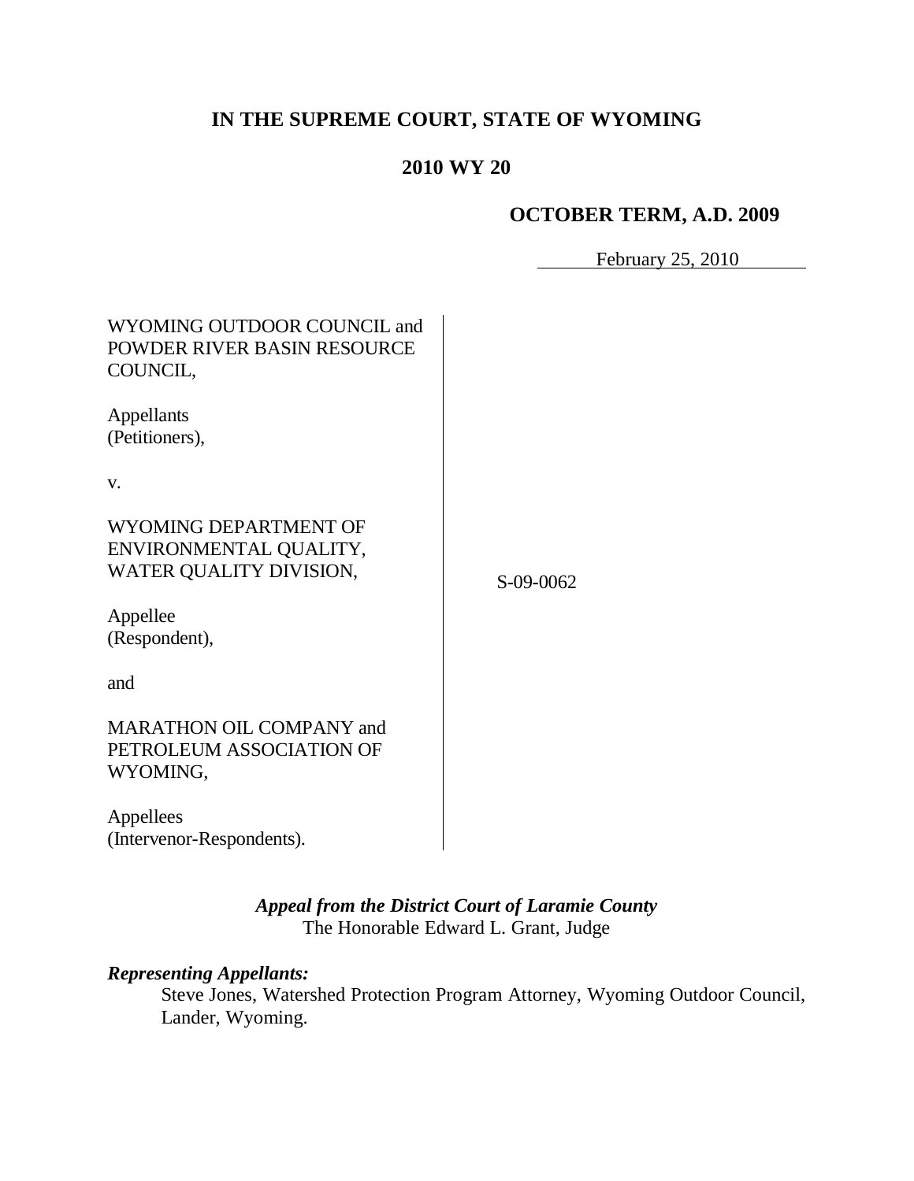**IN THE SUPREME COURT, STATE OF WYOMING**

**2010 WY 20**

**OCTOBER TERM, A.D. 2009**

February 25, 2010

WYOMING OUTDOOR COUNCIL and POWDER RIVER BASIN RESOURCE COUNCIL,

Appellants
(Petitioners),

v.

WYOMING DEPARTMENT OF ENVIRONMENTAL QUALITY, WATER QUALITY DIVISION,

Appellee
(Respondent),

and

MARATHON OIL COMPANY and PETROLEUM ASSOCIATION OF WYOMING,

Appellees
(Intervenor-Respondents).

S-09-0062

***Appeal from the District Court of Laramie County***
The Honorable Edward L. Grant, Judge

***Representing Appellants:***

Steve Jones, Watershed Protection Program Attorney, Wyoming Outdoor Council, Lander, Wyoming.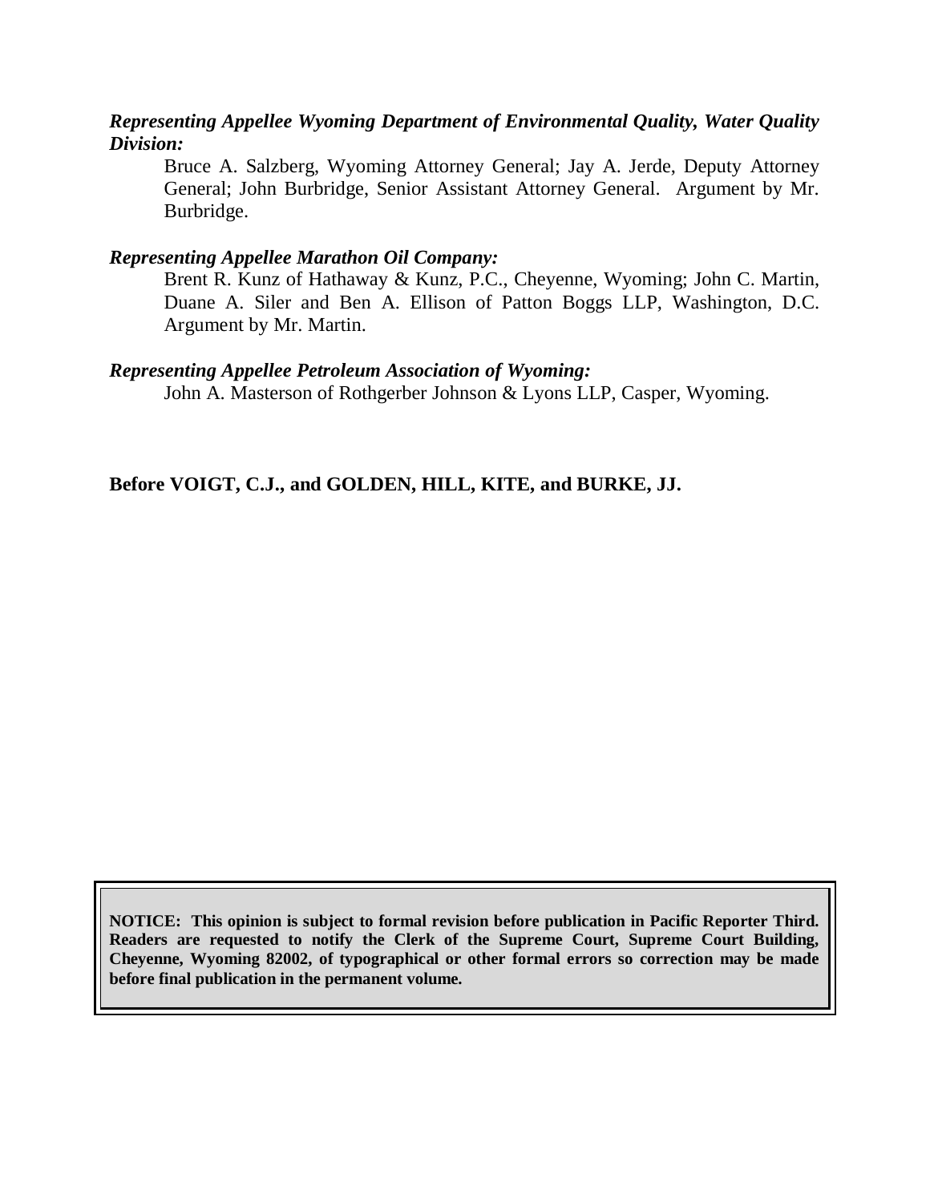***Representing Appellee Wyoming Department of Environmental Quality, Water Quality Division:***

Bruce A. Salzberg, Wyoming Attorney General; Jay A. Jerde, Deputy Attorney General; John Burbridge, Senior Assistant Attorney General. Argument by Mr. Burbridge.

***Representing Appellee Marathon Oil Company:***

Brent R. Kunz of Hathaway & Kunz, P.C., Cheyenne, Wyoming; John C. Martin, Duane A. Siler and Ben A. Ellison of Patton Boggs LLP, Washington, D.C. Argument by Mr. Martin.

***Representing Appellee Petroleum Association of Wyoming:***

John A. Masterson of Rothgerber Johnson & Lyons LLP, Casper, Wyoming.

**Before VOIGT, C.J., and GOLDEN, HILL, KITE, and BURKE, JJ.**

**NOTICE: This opinion is subject to formal revision before publication in Pacific Reporter Third. Readers are requested to notify the Clerk of the Supreme Court, Supreme Court Building, Cheyenne, Wyoming 82002, of typographical or other formal errors so correction may be made before final publication in the permanent volume.**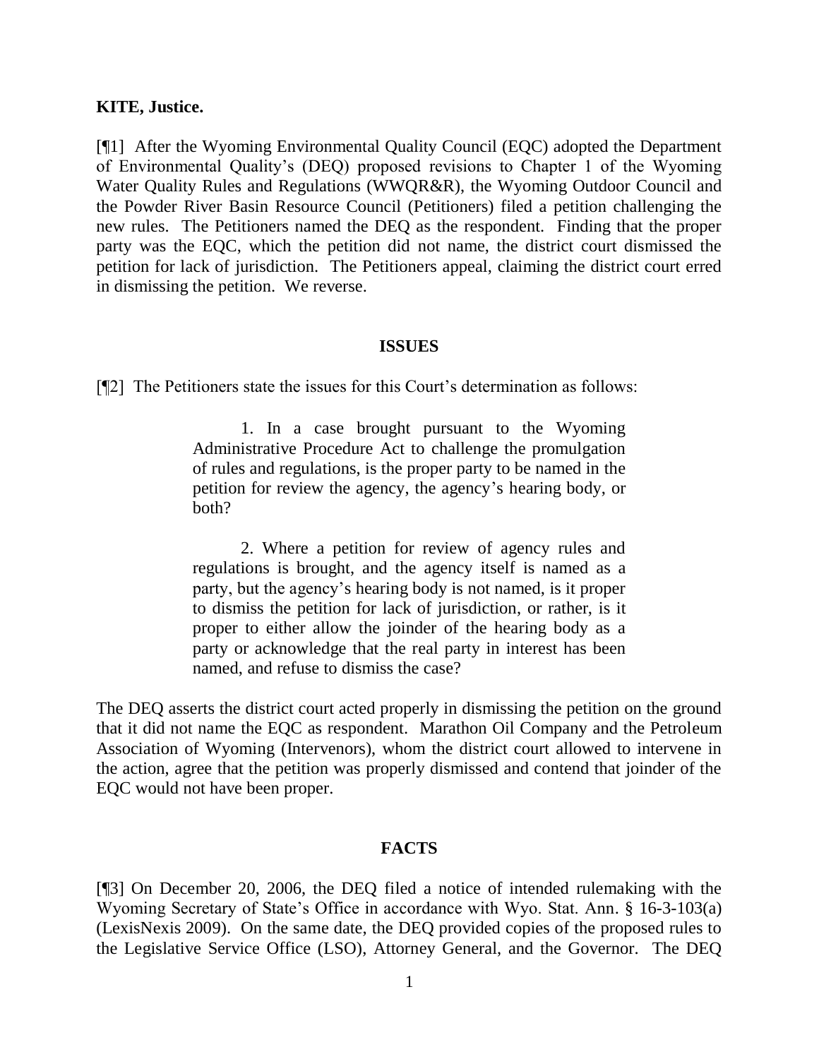**KITE, Justice.**

[¶1] After the Wyoming Environmental Quality Council (EQC) adopted the Department of Environmental Quality's (DEQ) proposed revisions to Chapter 1 of the Wyoming Water Quality Rules and Regulations (WWQR&R), the Wyoming Outdoor Council and the Powder River Basin Resource Council (Petitioners) filed a petition challenging the new rules. The Petitioners named the DEQ as the respondent. Finding that the proper party was the EQC, which the petition did not name, the district court dismissed the petition for lack of jurisdiction. The Petitioners appeal, claiming the district court erred in dismissing the petition. We reverse.

## ISSUES

[¶2] The Petitioners state the issues for this Court's determination as follows:

> 1. In a case brought pursuant to the Wyoming Administrative Procedure Act to challenge the promulgation of rules and regulations, is the proper party to be named in the petition for review the agency, the agency's hearing body, or both?
>
> 2. Where a petition for review of agency rules and regulations is brought, and the agency itself is named as a party, but the agency's hearing body is not named, is it proper to dismiss the petition for lack of jurisdiction, or rather, is it proper to either allow the joinder of the hearing body as a party or acknowledge that the real party in interest has been named, and refuse to dismiss the case?

The DEQ asserts the district court acted properly in dismissing the petition on the ground that it did not name the EQC as respondent. Marathon Oil Company and the Petroleum Association of Wyoming (Intervenors), whom the district court allowed to intervene in the action, agree that the petition was properly dismissed and contend that joinder of the EQC would not have been proper.

## FACTS

[¶3] On December 20, 2006, the DEQ filed a notice of intended rulemaking with the Wyoming Secretary of State's Office in accordance with Wyo. Stat. Ann. § 16-3-103(a) (LexisNexis 2009). On the same date, the DEQ provided copies of the proposed rules to the Legislative Service Office (LSO), Attorney General, and the Governor. The DEQ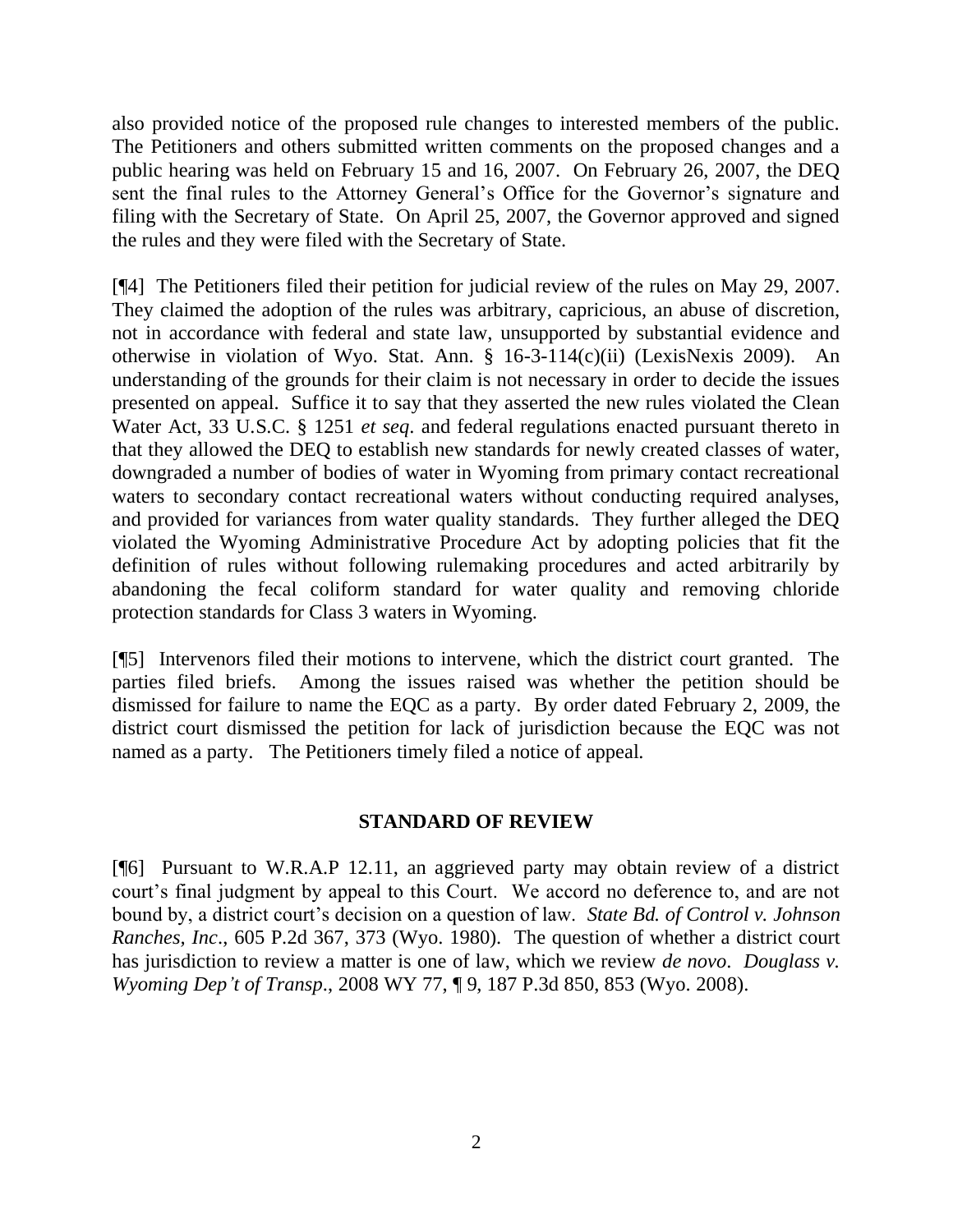also provided notice of the proposed rule changes to interested members of the public. The Petitioners and others submitted written comments on the proposed changes and a public hearing was held on February 15 and 16, 2007. On February 26, 2007, the DEQ sent the final rules to the Attorney General's Office for the Governor's signature and filing with the Secretary of State. On April 25, 2007, the Governor approved and signed the rules and they were filed with the Secretary of State.

[¶4] The Petitioners filed their petition for judicial review of the rules on May 29, 2007. They claimed the adoption of the rules was arbitrary, capricious, an abuse of discretion, not in accordance with federal and state law, unsupported by substantial evidence and otherwise in violation of Wyo. Stat. Ann. § 16-3-114(c)(ii) (LexisNexis 2009). An understanding of the grounds for their claim is not necessary in order to decide the issues presented on appeal. Suffice it to say that they asserted the new rules violated the Clean Water Act, 33 U.S.C. § 1251 *et seq*. and federal regulations enacted pursuant thereto in that they allowed the DEQ to establish new standards for newly created classes of water, downgraded a number of bodies of water in Wyoming from primary contact recreational waters to secondary contact recreational waters without conducting required analyses, and provided for variances from water quality standards. They further alleged the DEQ violated the Wyoming Administrative Procedure Act by adopting policies that fit the definition of rules without following rulemaking procedures and acted arbitrarily by abandoning the fecal coliform standard for water quality and removing chloride protection standards for Class 3 waters in Wyoming.

[¶5] Intervenors filed their motions to intervene, which the district court granted. The parties filed briefs. Among the issues raised was whether the petition should be dismissed for failure to name the EQC as a party. By order dated February 2, 2009, the district court dismissed the petition for lack of jurisdiction because the EQC was not named as a party. The Petitioners timely filed a notice of appeal.

## STANDARD OF REVIEW

[¶6] Pursuant to W.R.A.P 12.11, an aggrieved party may obtain review of a district court's final judgment by appeal to this Court. We accord no deference to, and are not bound by, a district court's decision on a question of law. *State Bd. of Control v. Johnson Ranches, Inc*., 605 P.2d 367, 373 (Wyo. 1980). The question of whether a district court has jurisdiction to review a matter is one of law, which we review *de novo*. *Douglass v. Wyoming Dep't of Transp*., 2008 WY 77, ¶ 9, 187 P.3d 850, 853 (Wyo. 2008).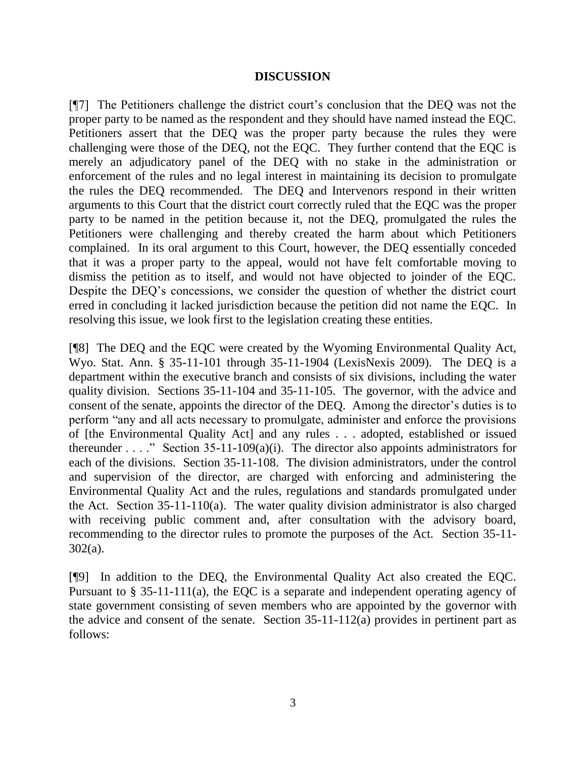## DISCUSSION

[¶7] The Petitioners challenge the district court's conclusion that the DEQ was not the proper party to be named as the respondent and they should have named instead the EQC. Petitioners assert that the DEQ was the proper party because the rules they were challenging were those of the DEQ, not the EQC. They further contend that the EQC is merely an adjudicatory panel of the DEQ with no stake in the administration or enforcement of the rules and no legal interest in maintaining its decision to promulgate the rules the DEQ recommended. The DEQ and Intervenors respond in their written arguments to this Court that the district court correctly ruled that the EQC was the proper party to be named in the petition because it, not the DEQ, promulgated the rules the Petitioners were challenging and thereby created the harm about which Petitioners complained. In its oral argument to this Court, however, the DEQ essentially conceded that it was a proper party to the appeal, would not have felt comfortable moving to dismiss the petition as to itself, and would not have objected to joinder of the EQC. Despite the DEQ's concessions, we consider the question of whether the district court erred in concluding it lacked jurisdiction because the petition did not name the EQC. In resolving this issue, we look first to the legislation creating these entities.

[¶8] The DEQ and the EQC were created by the Wyoming Environmental Quality Act, Wyo. Stat. Ann. § 35-11-101 through 35-11-1904 (LexisNexis 2009). The DEQ is a department within the executive branch and consists of six divisions, including the water quality division. Sections 35-11-104 and 35-11-105. The governor, with the advice and consent of the senate, appoints the director of the DEQ. Among the director's duties is to perform "any and all acts necessary to promulgate, administer and enforce the provisions of [the Environmental Quality Act] and any rules . . . adopted, established or issued thereunder . . . ." Section 35-11-109(a)(i). The director also appoints administrators for each of the divisions. Section 35-11-108. The division administrators, under the control and supervision of the director, are charged with enforcing and administering the Environmental Quality Act and the rules, regulations and standards promulgated under the Act. Section 35-11-110(a). The water quality division administrator is also charged with receiving public comment and, after consultation with the advisory board, recommending to the director rules to promote the purposes of the Act. Section 35-11-302(a).

[¶9] In addition to the DEQ, the Environmental Quality Act also created the EQC. Pursuant to § 35-11-111(a), the EQC is a separate and independent operating agency of state government consisting of seven members who are appointed by the governor with the advice and consent of the senate. Section 35-11-112(a) provides in pertinent part as follows: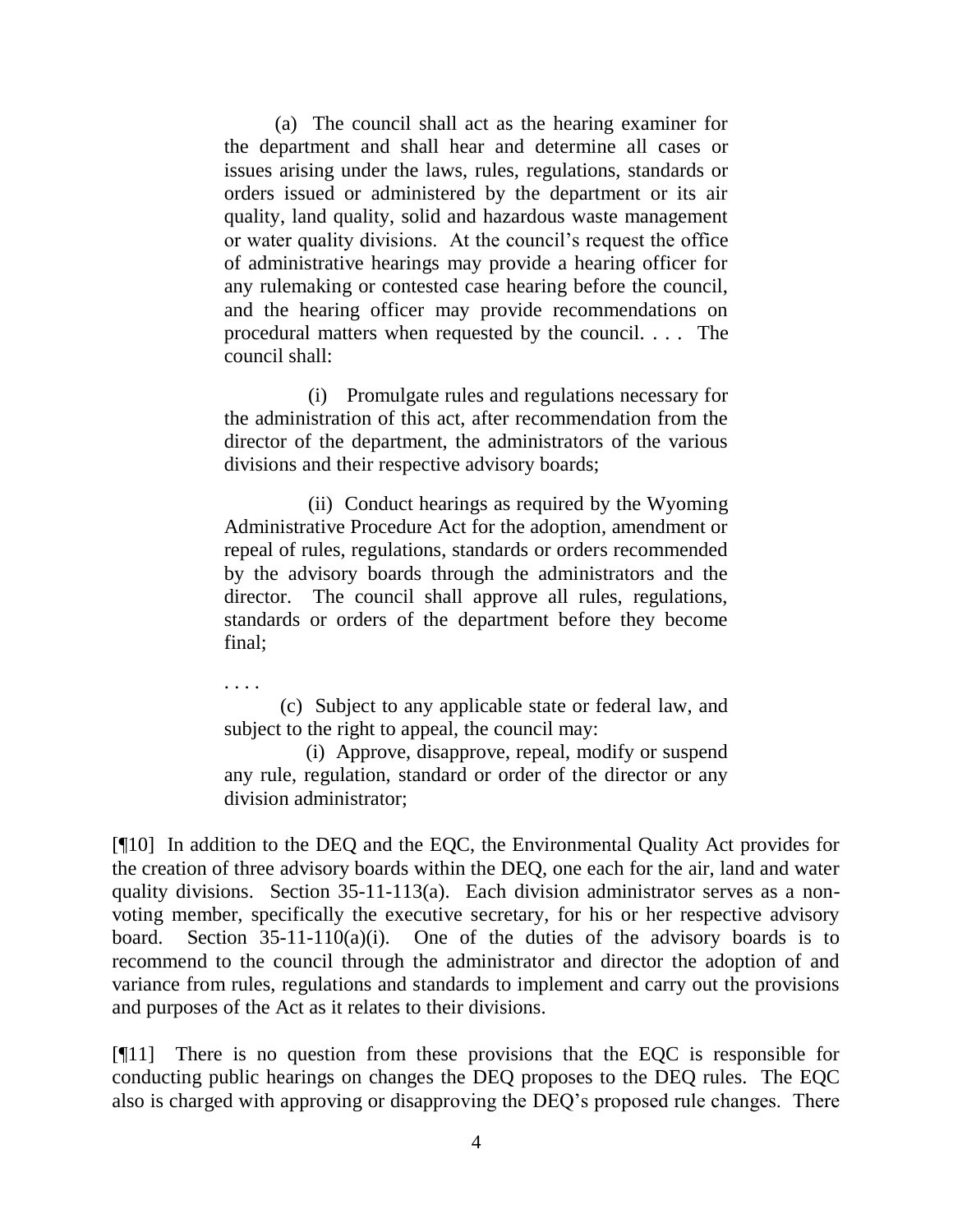> (a) The council shall act as the hearing examiner for the department and shall hear and determine all cases or issues arising under the laws, rules, regulations, standards or orders issued or administered by the department or its air quality, land quality, solid and hazardous waste management or water quality divisions. At the council's request the office of administrative hearings may provide a hearing officer for any rulemaking or contested case hearing before the council, and the hearing officer may provide recommendations on procedural matters when requested by the council. . . . The council shall:
>
> (i) Promulgate rules and regulations necessary for the administration of this act, after recommendation from the director of the department, the administrators of the various divisions and their respective advisory boards;
>
> (ii) Conduct hearings as required by the Wyoming Administrative Procedure Act for the adoption, amendment or repeal of rules, regulations, standards or orders recommended by the advisory boards through the administrators and the director. The council shall approve all rules, regulations, standards or orders of the department before they become final;
>
> . . . .
>
> (c) Subject to any applicable state or federal law, and subject to the right to appeal, the council may:
>
> (i) Approve, disapprove, repeal, modify or suspend any rule, regulation, standard or order of the director or any division administrator;

[¶10] In addition to the DEQ and the EQC, the Environmental Quality Act provides for the creation of three advisory boards within the DEQ, one each for the air, land and water quality divisions. Section 35-11-113(a). Each division administrator serves as a non-voting member, specifically the executive secretary, for his or her respective advisory board. Section 35-11-110(a)(i). One of the duties of the advisory boards is to recommend to the council through the administrator and director the adoption of and variance from rules, regulations and standards to implement and carry out the provisions and purposes of the Act as it relates to their divisions.

[¶11] There is no question from these provisions that the EQC is responsible for conducting public hearings on changes the DEQ proposes to the DEQ rules. The EQC also is charged with approving or disapproving the DEQ's proposed rule changes. There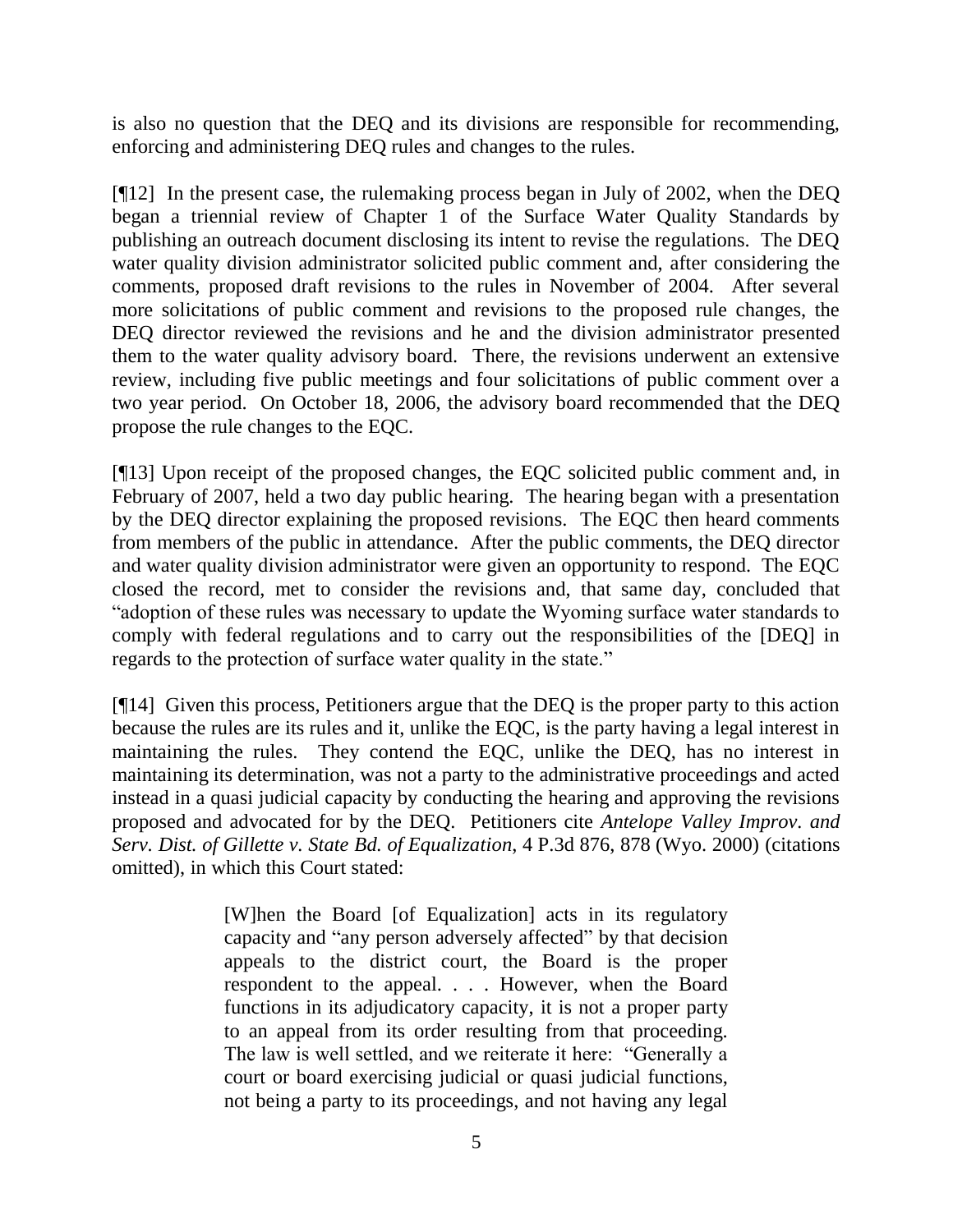is also no question that the DEQ and its divisions are responsible for recommending, enforcing and administering DEQ rules and changes to the rules.

[¶12] In the present case, the rulemaking process began in July of 2002, when the DEQ began a triennial review of Chapter 1 of the Surface Water Quality Standards by publishing an outreach document disclosing its intent to revise the regulations. The DEQ water quality division administrator solicited public comment and, after considering the comments, proposed draft revisions to the rules in November of 2004. After several more solicitations of public comment and revisions to the proposed rule changes, the DEQ director reviewed the revisions and he and the division administrator presented them to the water quality advisory board. There, the revisions underwent an extensive review, including five public meetings and four solicitations of public comment over a two year period. On October 18, 2006, the advisory board recommended that the DEQ propose the rule changes to the EQC.

[¶13] Upon receipt of the proposed changes, the EQC solicited public comment and, in February of 2007, held a two day public hearing. The hearing began with a presentation by the DEQ director explaining the proposed revisions. The EQC then heard comments from members of the public in attendance. After the public comments, the DEQ director and water quality division administrator were given an opportunity to respond. The EQC closed the record, met to consider the revisions and, that same day, concluded that "adoption of these rules was necessary to update the Wyoming surface water standards to comply with federal regulations and to carry out the responsibilities of the [DEQ] in regards to the protection of surface water quality in the state."

[¶14] Given this process, Petitioners argue that the DEQ is the proper party to this action because the rules are its rules and it, unlike the EQC, is the party having a legal interest in maintaining the rules. They contend the EQC, unlike the DEQ, has no interest in maintaining its determination, was not a party to the administrative proceedings and acted instead in a quasi judicial capacity by conducting the hearing and approving the revisions proposed and advocated for by the DEQ. Petitioners cite *Antelope Valley Improv. and Serv. Dist. of Gillette v. State Bd. of Equalization*, 4 P.3d 876, 878 (Wyo. 2000) (citations omitted), in which this Court stated:

> [W]hen the Board [of Equalization] acts in its regulatory capacity and "any person adversely affected" by that decision appeals to the district court, the Board is the proper respondent to the appeal. . . . However, when the Board functions in its adjudicatory capacity, it is not a proper party to an appeal from its order resulting from that proceeding. The law is well settled, and we reiterate it here: "Generally a court or board exercising judicial or quasi judicial functions, not being a party to its proceedings, and not having any legal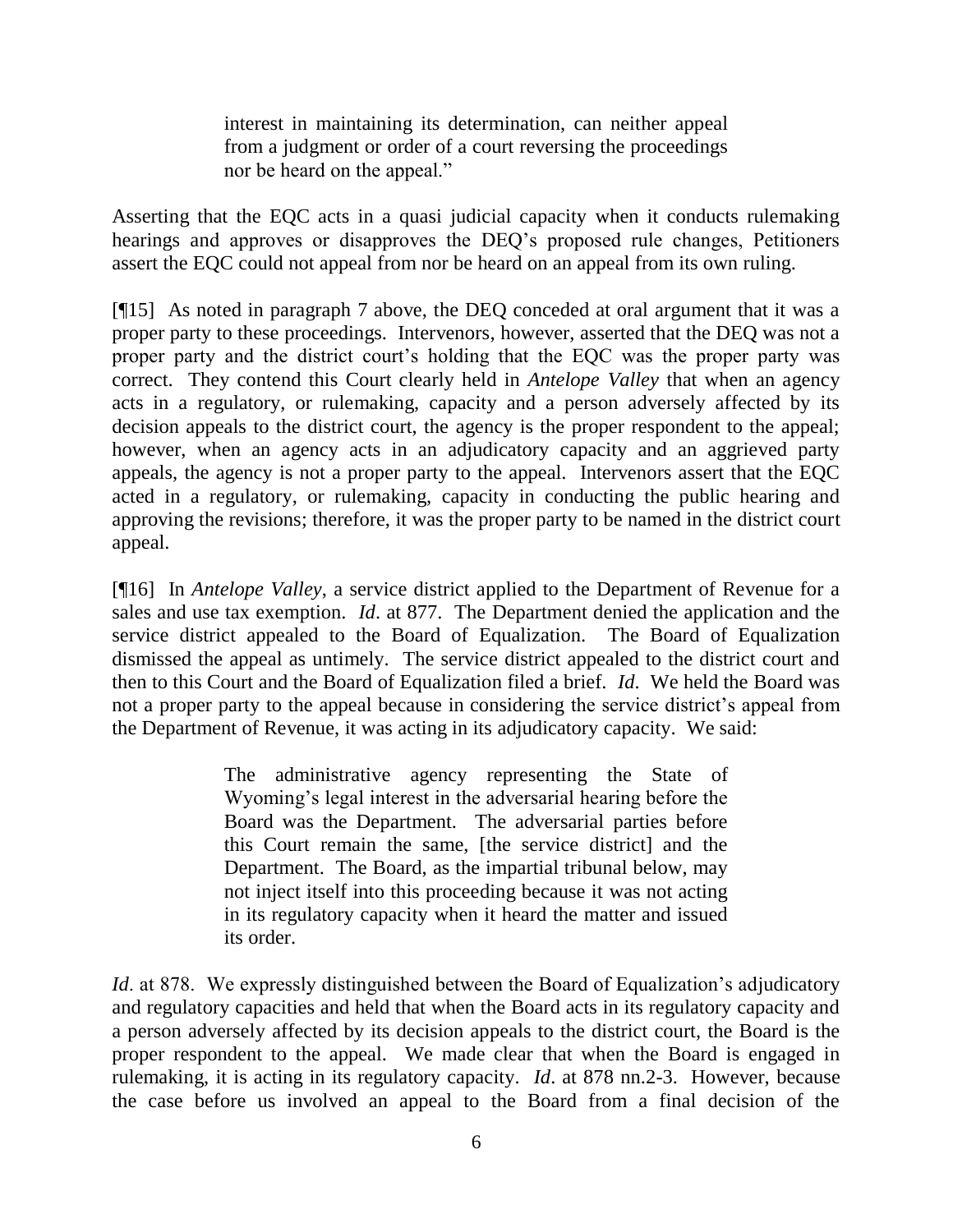> interest in maintaining its determination, can neither appeal from a judgment or order of a court reversing the proceedings nor be heard on the appeal."

Asserting that the EQC acts in a quasi judicial capacity when it conducts rulemaking hearings and approves or disapproves the DEQ's proposed rule changes, Petitioners assert the EQC could not appeal from nor be heard on an appeal from its own ruling.

[¶15] As noted in paragraph 7 above, the DEQ conceded at oral argument that it was a proper party to these proceedings. Intervenors, however, asserted that the DEQ was not a proper party and the district court's holding that the EQC was the proper party was correct. They contend this Court clearly held in *Antelope Valley* that when an agency acts in a regulatory, or rulemaking, capacity and a person adversely affected by its decision appeals to the district court, the agency is the proper respondent to the appeal; however, when an agency acts in an adjudicatory capacity and an aggrieved party appeals, the agency is not a proper party to the appeal. Intervenors assert that the EQC acted in a regulatory, or rulemaking, capacity in conducting the public hearing and approving the revisions; therefore, it was the proper party to be named in the district court appeal.

[¶16] In *Antelope Valley*, a service district applied to the Department of Revenue for a sales and use tax exemption. *Id*. at 877. The Department denied the application and the service district appealed to the Board of Equalization. The Board of Equalization dismissed the appeal as untimely. The service district appealed to the district court and then to this Court and the Board of Equalization filed a brief. *Id*. We held the Board was not a proper party to the appeal because in considering the service district's appeal from the Department of Revenue, it was acting in its adjudicatory capacity. We said:

> The administrative agency representing the State of Wyoming's legal interest in the adversarial hearing before the Board was the Department. The adversarial parties before this Court remain the same, [the service district] and the Department. The Board, as the impartial tribunal below, may not inject itself into this proceeding because it was not acting in its regulatory capacity when it heard the matter and issued its order.

*Id*. at 878. We expressly distinguished between the Board of Equalization's adjudicatory and regulatory capacities and held that when the Board acts in its regulatory capacity and a person adversely affected by its decision appeals to the district court, the Board is the proper respondent to the appeal. We made clear that when the Board is engaged in rulemaking, it is acting in its regulatory capacity. *Id*. at 878 nn.2-3. However, because the case before us involved an appeal to the Board from a final decision of the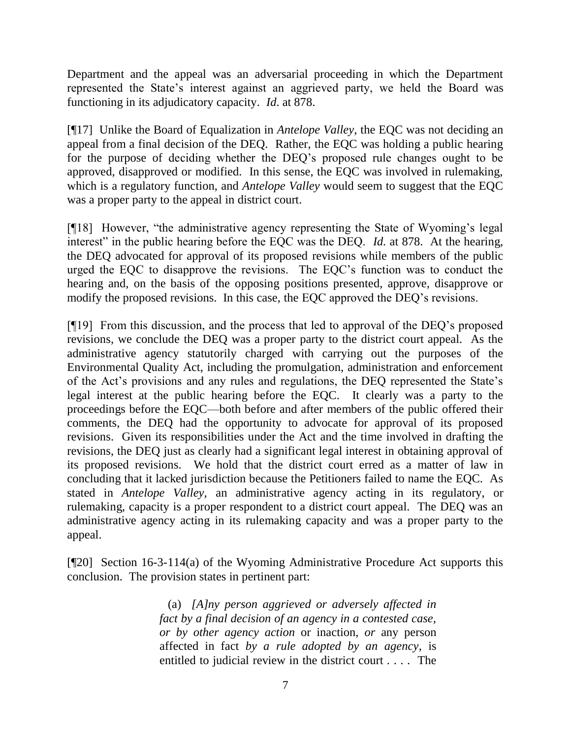Department and the appeal was an adversarial proceeding in which the Department represented the State's interest against an aggrieved party, we held the Board was functioning in its adjudicatory capacity. *Id*. at 878.

[¶17] Unlike the Board of Equalization in *Antelope Valley*, the EQC was not deciding an appeal from a final decision of the DEQ. Rather, the EQC was holding a public hearing for the purpose of deciding whether the DEQ's proposed rule changes ought to be approved, disapproved or modified. In this sense, the EQC was involved in rulemaking, which is a regulatory function, and *Antelope Valley* would seem to suggest that the EQC was a proper party to the appeal in district court.

[¶18] However, "the administrative agency representing the State of Wyoming's legal interest" in the public hearing before the EQC was the DEQ. *Id.* at 878. At the hearing, the DEQ advocated for approval of its proposed revisions while members of the public urged the EQC to disapprove the revisions. The EQC's function was to conduct the hearing and, on the basis of the opposing positions presented, approve, disapprove or modify the proposed revisions. In this case, the EQC approved the DEQ's revisions.

[¶19] From this discussion, and the process that led to approval of the DEQ's proposed revisions, we conclude the DEQ was a proper party to the district court appeal. As the administrative agency statutorily charged with carrying out the purposes of the Environmental Quality Act, including the promulgation, administration and enforcement of the Act's provisions and any rules and regulations, the DEQ represented the State's legal interest at the public hearing before the EQC. It clearly was a party to the proceedings before the EQC—both before and after members of the public offered their comments, the DEQ had the opportunity to advocate for approval of its proposed revisions. Given its responsibilities under the Act and the time involved in drafting the revisions, the DEQ just as clearly had a significant legal interest in obtaining approval of its proposed revisions. We hold that the district court erred as a matter of law in concluding that it lacked jurisdiction because the Petitioners failed to name the EQC. As stated in *Antelope Valley*, an administrative agency acting in its regulatory, or rulemaking, capacity is a proper respondent to a district court appeal. The DEQ was an administrative agency acting in its rulemaking capacity and was a proper party to the appeal.

[¶20] Section 16-3-114(a) of the Wyoming Administrative Procedure Act supports this conclusion. The provision states in pertinent part:

> (a) *[A]ny person aggrieved or adversely affected in fact by a final decision of an agency in a contested case, or by other agency action* or inaction, *or* any person affected in fact *by a rule adopted by an agency*, is entitled to judicial review in the district court . . . . The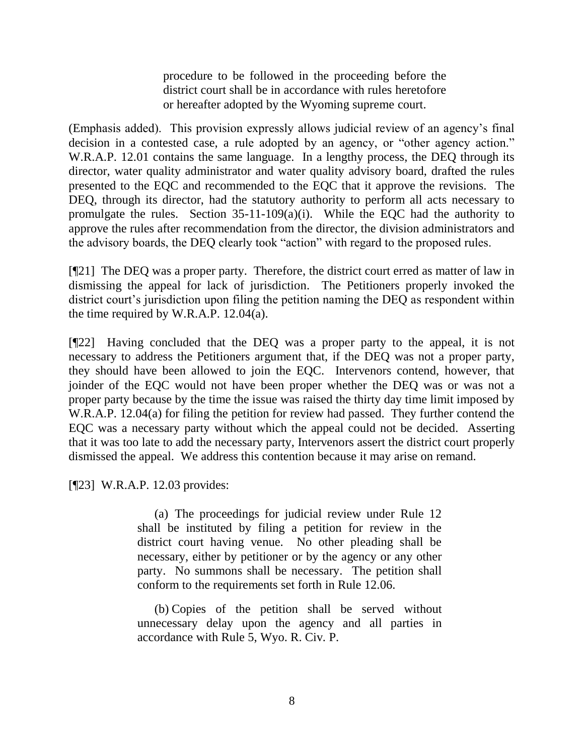> procedure to be followed in the proceeding before the district court shall be in accordance with rules heretofore or hereafter adopted by the Wyoming supreme court.

(Emphasis added). This provision expressly allows judicial review of an agency's final decision in a contested case, a rule adopted by an agency, or "other agency action." W.R.A.P. 12.01 contains the same language. In a lengthy process, the DEQ through its director, water quality administrator and water quality advisory board, drafted the rules presented to the EQC and recommended to the EQC that it approve the revisions. The DEQ, through its director, had the statutory authority to perform all acts necessary to promulgate the rules. Section 35-11-109(a)(i). While the EQC had the authority to approve the rules after recommendation from the director, the division administrators and the advisory boards, the DEQ clearly took "action" with regard to the proposed rules.

[¶21] The DEQ was a proper party. Therefore, the district court erred as matter of law in dismissing the appeal for lack of jurisdiction. The Petitioners properly invoked the district court's jurisdiction upon filing the petition naming the DEQ as respondent within the time required by W.R.A.P. 12.04(a).

[¶22] Having concluded that the DEQ was a proper party to the appeal, it is not necessary to address the Petitioners argument that, if the DEQ was not a proper party, they should have been allowed to join the EQC. Intervenors contend, however, that joinder of the EQC would not have been proper whether the DEQ was or was not a proper party because by the time the issue was raised the thirty day time limit imposed by W.R.A.P. 12.04(a) for filing the petition for review had passed. They further contend the EQC was a necessary party without which the appeal could not be decided. Asserting that it was too late to add the necessary party, Intervenors assert the district court properly dismissed the appeal. We address this contention because it may arise on remand.

[¶23] W.R.A.P. 12.03 provides:

> (a) The proceedings for judicial review under Rule 12 shall be instituted by filing a petition for review in the district court having venue. No other pleading shall be necessary, either by petitioner or by the agency or any other party. No summons shall be necessary. The petition shall conform to the requirements set forth in Rule 12.06.
>
> (b) Copies of the petition shall be served without unnecessary delay upon the agency and all parties in accordance with Rule 5, Wyo. R. Civ. P.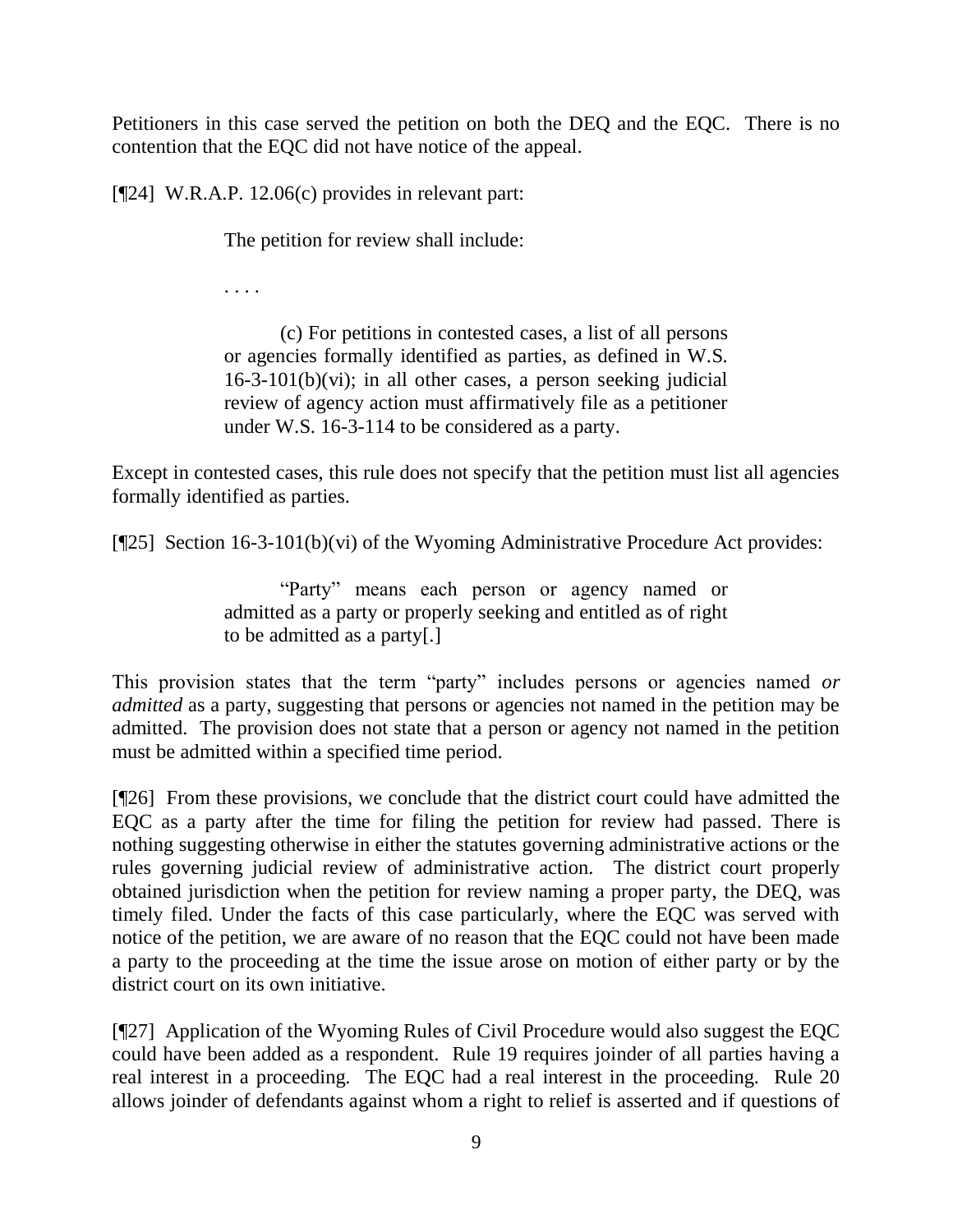Petitioners in this case served the petition on both the DEQ and the EQC. There is no contention that the EQC did not have notice of the appeal.

[¶24] W.R.A.P. 12.06(c) provides in relevant part:

> The petition for review shall include:
>
> . . . .
>
> (c) For petitions in contested cases, a list of all persons or agencies formally identified as parties, as defined in W.S. 16-3-101(b)(vi); in all other cases, a person seeking judicial review of agency action must affirmatively file as a petitioner under W.S. 16-3-114 to be considered as a party.

Except in contested cases, this rule does not specify that the petition must list all agencies formally identified as parties.

[¶25] Section 16-3-101(b)(vi) of the Wyoming Administrative Procedure Act provides:

> "Party" means each person or agency named or admitted as a party or properly seeking and entitled as of right to be admitted as a party[.]

This provision states that the term "party" includes persons or agencies named *or admitted* as a party, suggesting that persons or agencies not named in the petition may be admitted. The provision does not state that a person or agency not named in the petition must be admitted within a specified time period.

[¶26] From these provisions, we conclude that the district court could have admitted the EQC as a party after the time for filing the petition for review had passed. There is nothing suggesting otherwise in either the statutes governing administrative actions or the rules governing judicial review of administrative action. The district court properly obtained jurisdiction when the petition for review naming a proper party, the DEQ, was timely filed. Under the facts of this case particularly, where the EQC was served with notice of the petition, we are aware of no reason that the EQC could not have been made a party to the proceeding at the time the issue arose on motion of either party or by the district court on its own initiative.

[¶27] Application of the Wyoming Rules of Civil Procedure would also suggest the EQC could have been added as a respondent. Rule 19 requires joinder of all parties having a real interest in a proceeding. The EQC had a real interest in the proceeding. Rule 20 allows joinder of defendants against whom a right to relief is asserted and if questions of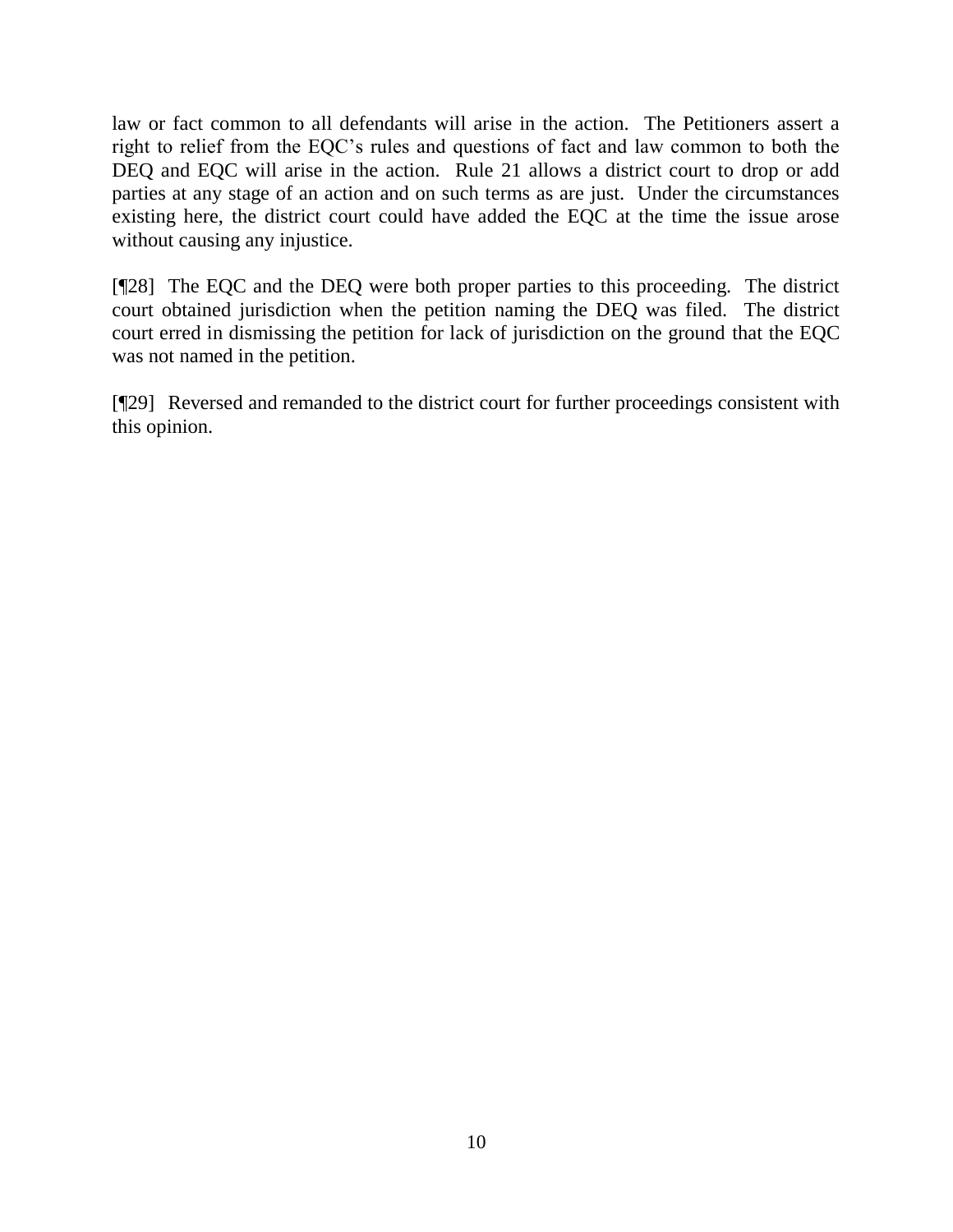law or fact common to all defendants will arise in the action. The Petitioners assert a right to relief from the EQC's rules and questions of fact and law common to both the DEQ and EQC will arise in the action. Rule 21 allows a district court to drop or add parties at any stage of an action and on such terms as are just. Under the circumstances existing here, the district court could have added the EQC at the time the issue arose without causing any injustice.

[¶28] The EQC and the DEQ were both proper parties to this proceeding. The district court obtained jurisdiction when the petition naming the DEQ was filed. The district court erred in dismissing the petition for lack of jurisdiction on the ground that the EQC was not named in the petition.

[¶29] Reversed and remanded to the district court for further proceedings consistent with this opinion.